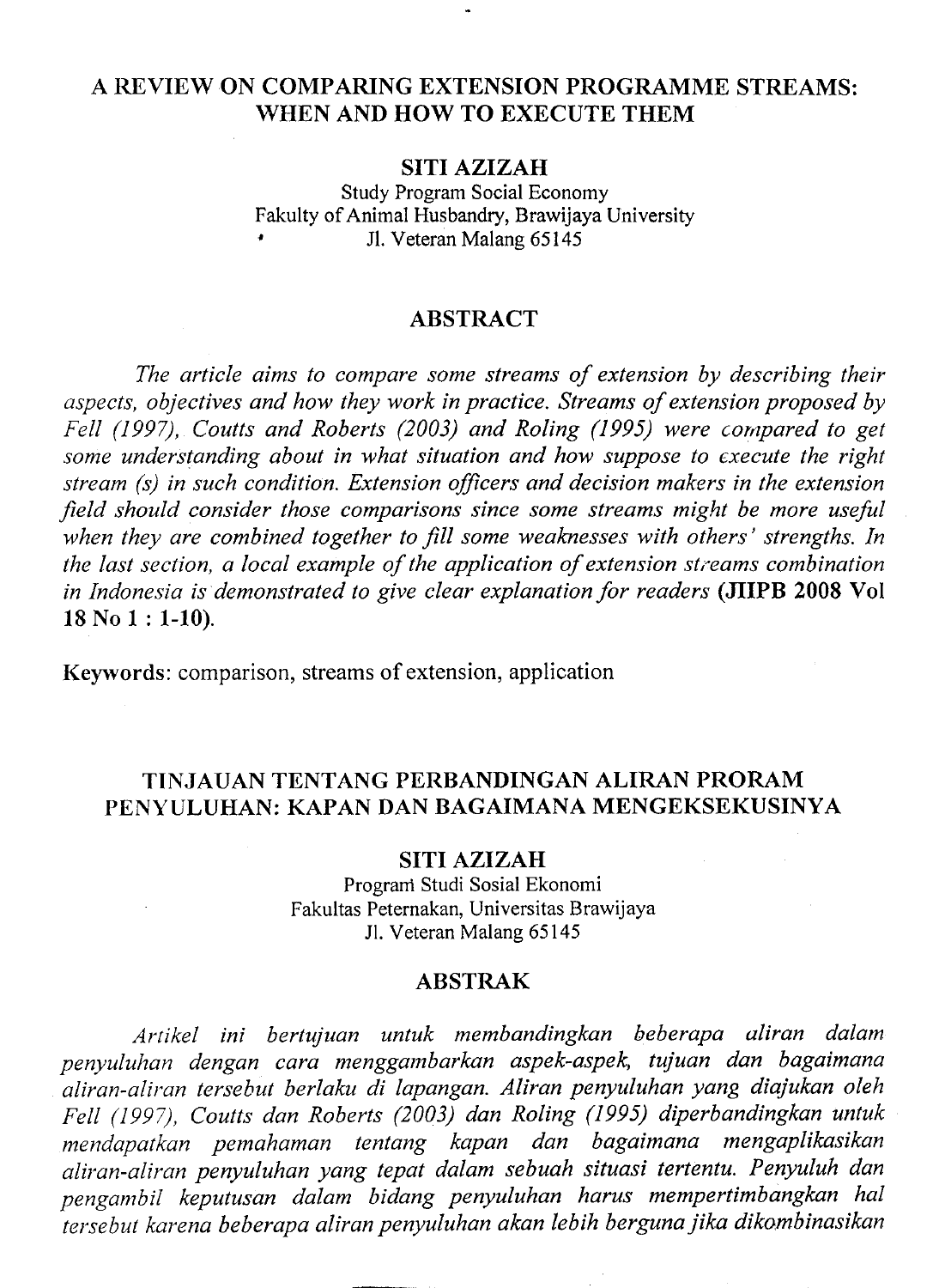# A REVIEW ON COMPARING EXTENSION PROGRAMME STREAMS: WHEN AND HOW TO EXECUTE THEM

**SITI AZIZAH**

Study Program Social Economy
Fakulty of Animal Husbandry, Brawijaya University
Jl. Veteran Malang 65145

## ABSTRACT

*The article aims to compare some streams of extension by describing their aspects, objectives and how they work in practice. Streams of extension proposed by Fell (1997), Coutts and Roberts (2003) and Roling (1995) were compared to get some understanding about in what situation and how suppose to execute the right stream (s) in such condition. Extension officers and decision makers in the extension field should consider those comparisons since some streams might be more useful when they are combined together to fill some weaknesses with others' strengths. In the last section, a local example of the application of extension streams combination in Indonesia is demonstrated to give clear explanation for readers* **(JIIPB 2008 Vol 18 No 1 : 1-10)**.

**Keywords**: comparison, streams of extension, application

# TINJAUAN TENTANG PERBANDINGAN ALIRAN PRORAM PENYULUHAN: KAPAN DAN BAGAIMANA MENGEKSEKUSINYA

**SITI AZIZAH**

Program Studi Sosial Ekonomi
Fakultas Peternakan, Universitas Brawijaya
Jl. Veteran Malang 65145

## ABSTRAK

*Artikel ini bertujuan untuk membandingkan beberapa aliran dalam penyuluhan dengan cara menggambarkan aspek-aspek, tujuan dan bagaimana aliran-aliran tersebut berlaku di lapangan. Aliran penyuluhan yang diajukan oleh Fell (1997), Coutts dan Roberts (2003) dan Roling (1995) diperbandingkan untuk mendapatkan pemahaman tentang kapan dan bagaimana mengaplikasikan aliran-aliran penyuluhan yang tepat dalam sebuah situasi tertentu. Penyuluh dan pengambil keputusan dalam bidang penyuluhan harus mempertimbangkan hal tersebut karena beberapa aliran penyuluhan akan lebih berguna jika dikombinasikan*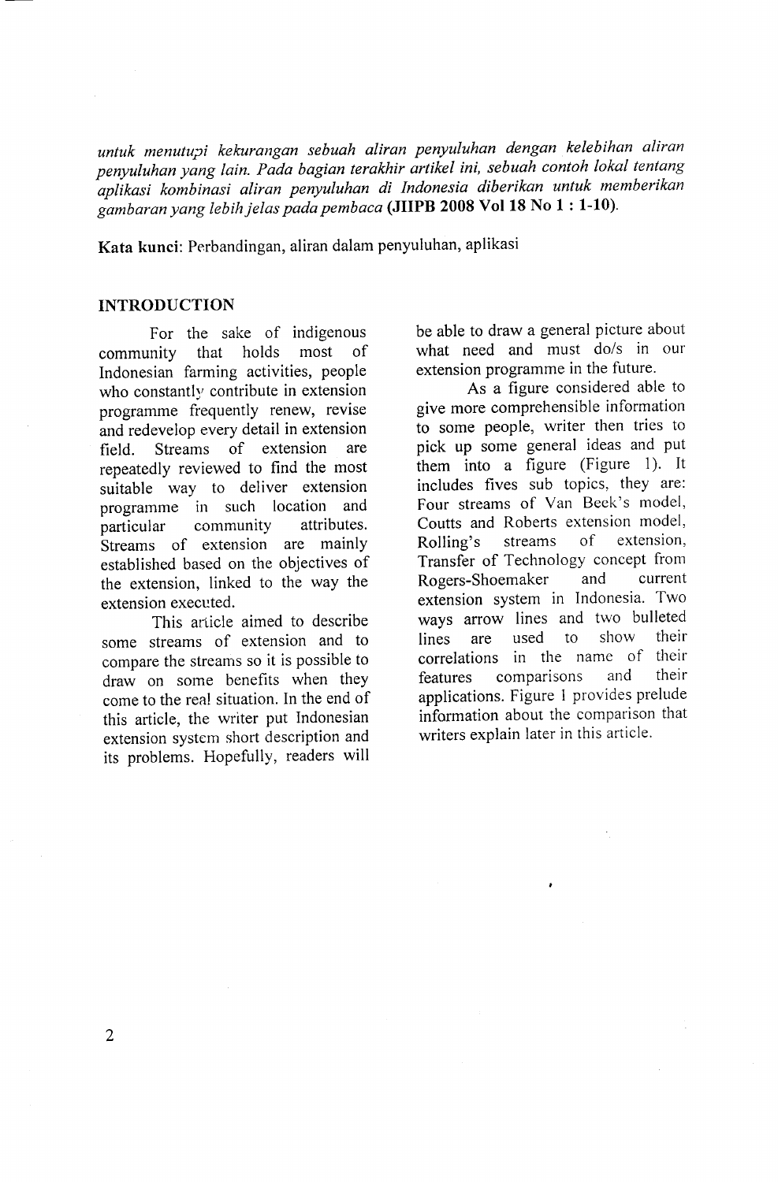*untuk menutupi kekurangan sebuah aliran penyuluhan dengan kelebihan aliran penyuluhan yang lain. Pada bagian terakhir artikel ini, sebuah contoh lokal tentang aplikasi kombinasi aliran penyuluhan di Indonesia diberikan untuk memberikan gambaran yang lebih jelas pada pembaca* **(JIIPB 2008 Vol 18 No 1 : 1-10)**.

**Kata kunci**: Perbandingan, aliran dalam penyuluhan, aplikasi

## INTRODUCTION

For the sake of indigenous community that holds most of Indonesian farming activities, people who constantly contribute in extension programme frequently renew, revise and redevelop every detail in extension field. Streams of extension are repeatedly reviewed to find the most suitable way to deliver extension programme in such location and particular community attributes. Streams of extension are mainly established based on the objectives of the extension, linked to the way the extension executed.

This article aimed to describe some streams of extension and to compare the streams so it is possible to draw on some benefits when they come to the real situation. In the end of this article, the writer put Indonesian extension system short description and its problems. Hopefully, readers will be able to draw a general picture about what need and must do/s in our extension programme in the future.

As a figure considered able to give more comprehensible information to some people, writer then tries to pick up some general ideas and put them into a figure (Figure 1). It includes fives sub topics, they are: Four streams of Van Beek's model, Coutts and Roberts extension model, Rolling's streams of extension, Transfer of Technology concept from Rogers-Shoemaker and current extension system in Indonesia. Two ways arrow lines and two bulleted lines are used to show their correlations in the name of their features comparisons and their applications. Figure 1 provides prelude information about the comparison that writers explain later in this article.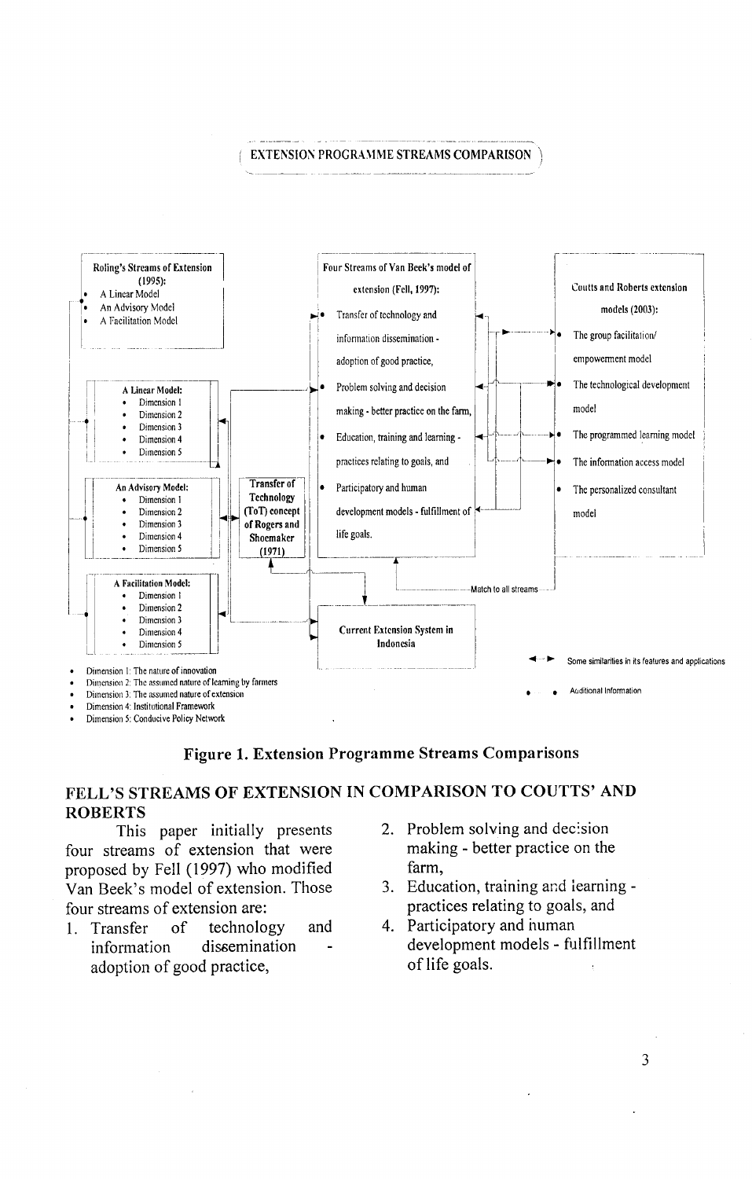EXTENSION PROGRAMME STREAMS COMPARISON

**Roling's Streams of Extension (1995):**
- A Linear Model
- An Advisory Model
- A Facilitation Model

**Four Streams of Van Beek's model of extension (Fell, 1997):**
- Transfer of technology and information dissemination - adoption of good practice,
- Problem solving and decision making - better practice on the farm,
- Education, training and learning - practices relating to goals, and
- Participatory and human development models - fulfillment of life goals.

**Coutts and Roberts extension models (2003):**
- The group facilitation/ empowerment model
- The technological development model
- The programmed learning model
- The information access model
- The personalized consultant model

**A Linear Model:**
- Dimension 1
- Dimension 2
- Dimension 3
- Dimension 4
- Dimension 5

**An Advisory Model:**
- Dimension 1
- Dimension 2
- Dimension 3
- Dimension 4
- Dimension 5

**A Facilitation Model:**
- Dimension 1
- Dimension 2
- Dimension 3
- Dimension 4
- Dimension 5

**Transfer of Technology (ToT) concept of Rogers and Shoemaker (1971)**

Match to all streams

**Current Extension System in Indonesia**

Some similarities in its features and applications

Additional Information

- Dimension 1: The nature of innovation
- Dimension 2: The assumed nature of learning by farmers
- Dimension 3: The assumed nature of extension
- Dimension 4: Institutional Framework
- Dimension 5: Conducive Policy Network

**Figure 1. Extension Programme Streams Comparisons**

## FELL'S STREAMS OF EXTENSION IN COMPARISON TO COUTTS' AND ROBERTS

This paper initially presents four streams of extension that were proposed by Fell (1997) who modified Van Beek's model of extension. Those four streams of extension are:

1. Transfer of technology and information dissemination - adoption of good practice,
2. Problem solving and decision making - better practice on the farm,
3. Education, training and learning - practices relating to goals, and
4. Participatory and human development models - fulfillment of life goals.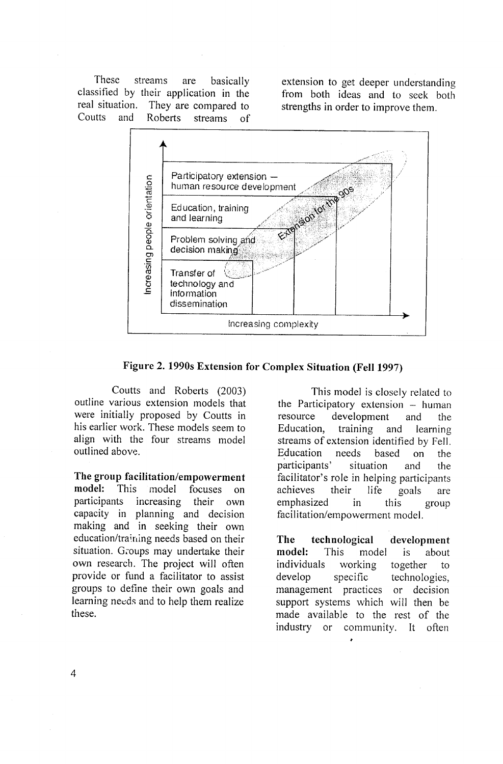These streams are basically classified by their application in the real situation. They are compared to Coutts and Roberts streams of extension to get deeper understanding from both ideas and to seek both strengths in order to improve them.

**Figure 2. 1990s Extension for Complex Situation (Fell 1997)**

Coutts and Roberts (2003) outline various extension models that were initially proposed by Coutts in his earlier work. These models seem to align with the four streams model outlined above.

**The group facilitation/empowerment model:** This model focuses on participants increasing their own capacity in planning and decision making and in seeking their own education/training needs based on their situation. Groups may undertake their own research. The project will often provide or fund a facilitator to assist groups to define their own goals and learning needs and to help them realize these.

This model is closely related to the Participatory extension – human resource development and the Education, training and learning streams of extension identified by Fell. Education needs based on the participants' situation and the facilitator's role in helping participants achieves their life goals are emphasized in this group facilitation/empowerment model.

**The technological development model:** This model is about individuals working together to develop specific technologies, management practices or decision support systems which will then be made available to the rest of the industry or community. It often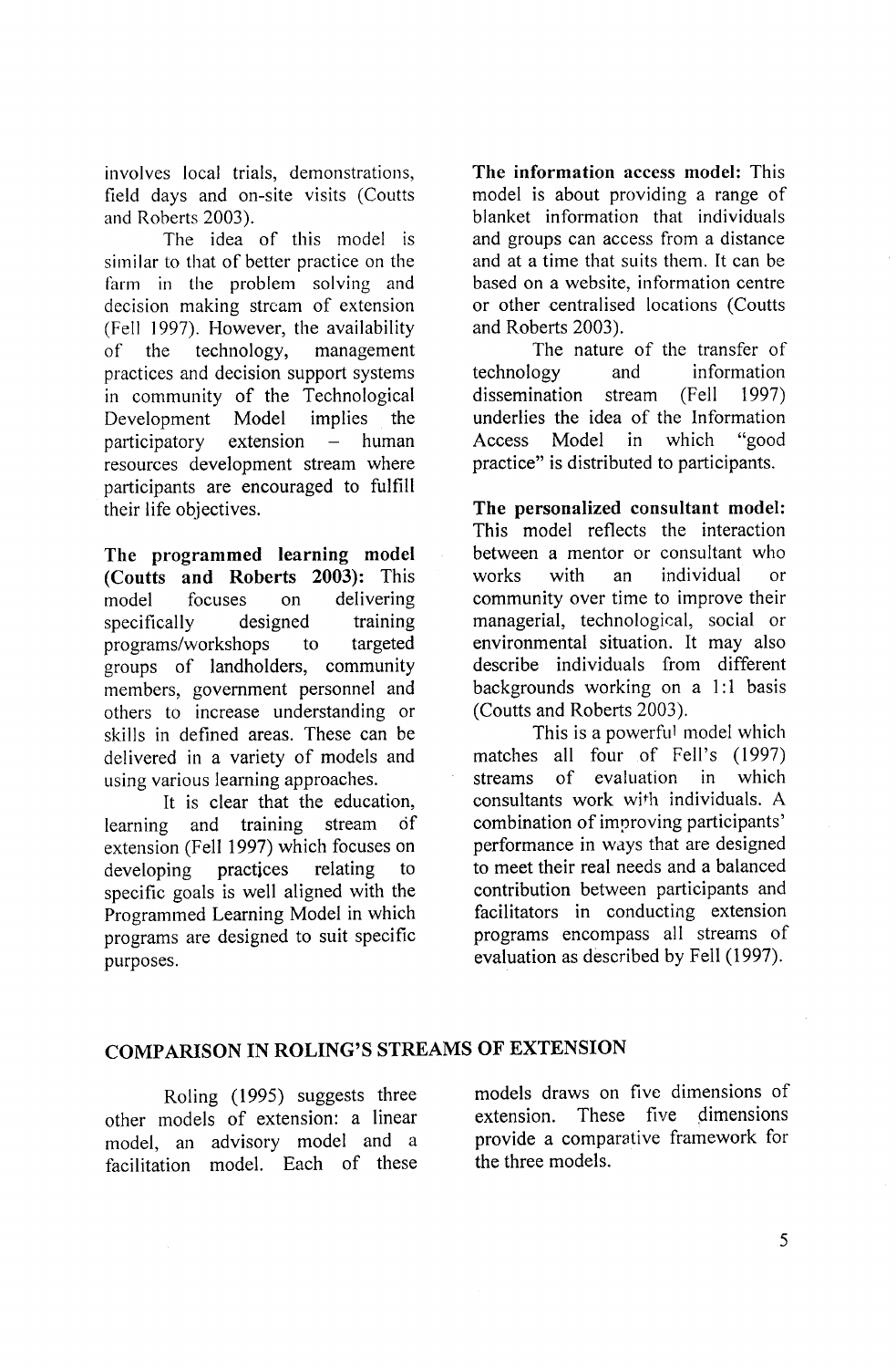involves local trials, demonstrations, field days and on-site visits (Coutts and Roberts 2003).

The idea of this model is similar to that of better practice on the farm in the problem solving and decision making stream of extension (Fell 1997). However, the availability of the technology, management practices and decision support systems in community of the Technological Development Model implies the participatory extension – human resources development stream where participants are encouraged to fulfill their life objectives.

**The programmed learning model (Coutts and Roberts 2003):** This model focuses on delivering specifically designed training programs/workshops to targeted groups of landholders, community members, government personnel and others to increase understanding or skills in defined areas. These can be delivered in a variety of models and using various learning approaches.

It is clear that the education, learning and training stream of extension (Fell 1997) which focuses on developing practices relating to specific goals is well aligned with the Programmed Learning Model in which programs are designed to suit specific purposes.

**The information access model:** This model is about providing a range of blanket information that individuals and groups can access from a distance and at a time that suits them. It can be based on a website, information centre or other centralised locations (Coutts and Roberts 2003).

The nature of the transfer of technology and information dissemination stream (Fell 1997) underlies the idea of the Information Access Model in which "good practice" is distributed to participants.

**The personalized consultant model:** This model reflects the interaction between a mentor or consultant who works with an individual or community over time to improve their managerial, technological, social or environmental situation. It may also describe individuals from different backgrounds working on a 1:1 basis (Coutts and Roberts 2003).

This is a powerful model which matches all four of Fell's (1997) streams of evaluation in which consultants work with individuals. A combination of improving participants' performance in ways that are designed to meet their real needs and a balanced contribution between participants and facilitators in conducting extension programs encompass all streams of evaluation as described by Fell (1997).

## COMPARISON IN ROLING'S STREAMS OF EXTENSION

Roling (1995) suggests three other models of extension: a linear model, an advisory model and a facilitation model. Each of these models draws on five dimensions of extension. These five dimensions provide a comparative framework for the three models.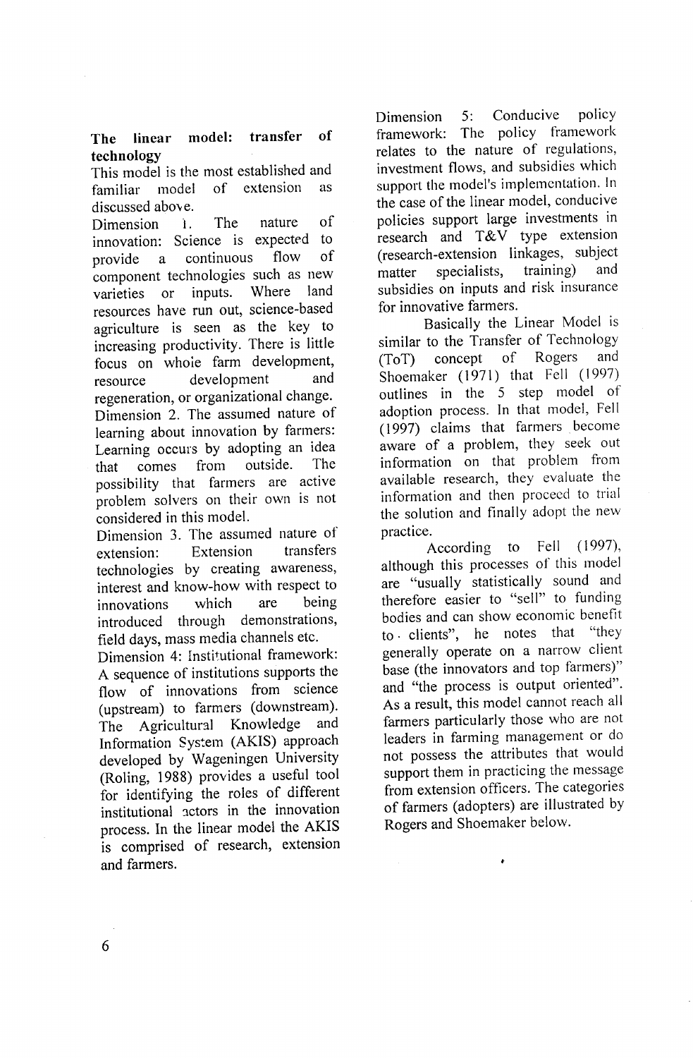**The linear model: transfer of technology**

This model is the most established and familiar model of extension as discussed above.

Dimension 1. The nature of innovation: Science is expected to provide a continuous flow of component technologies such as new varieties or inputs. Where land resources have run out, science-based agriculture is seen as the key to increasing productivity. There is little focus on whole farm development, resource development and regeneration, or organizational change.

Dimension 2. The assumed nature of learning about innovation by farmers: Learning occurs by adopting an idea that comes from outside. The possibility that farmers are active problem solvers on their own is not considered in this model.

Dimension 3. The assumed nature of extension: Extension transfers technologies by creating awareness, interest and know-how with respect to innovations which are being introduced through demonstrations, field days, mass media channels etc.

Dimension 4: Institutional framework: A sequence of institutions supports the flow of innovations from science (upstream) to farmers (downstream). The Agricultural Knowledge and Information System (AKIS) approach developed by Wageningen University (Roling, 1988) provides a useful tool for identifying the roles of different institutional actors in the innovation process. In the linear model the AKIS is comprised of research, extension and farmers.

Dimension 5: Conducive policy framework: The policy framework relates to the nature of regulations, investment flows, and subsidies which support the model's implementation. In the case of the linear model, conducive policies support large investments in research and T&V type extension (research-extension linkages, subject matter specialists, training) and subsidies on inputs and risk insurance for innovative farmers.

Basically the Linear Model is similar to the Transfer of Technology (ToT) concept of Rogers and Shoemaker (1971) that Fell (1997) outlines in the 5 step model of adoption process. In that model, Fell (1997) claims that farmers become aware of a problem, they seek out information on that problem from available research, they evaluate the information and then proceed to trial the solution and finally adopt the new practice.

According to Fell (1997), although this processes of this model are "usually statistically sound and therefore easier to "sell" to funding bodies and can show economic benefit to clients", he notes that "they generally operate on a narrow client base (the innovators and top farmers)" and "the process is output oriented". As a result, this model cannot reach all farmers particularly those who are not leaders in farming management or do not possess the attributes that would support them in practicing the message from extension officers. The categories of farmers (adopters) are illustrated by Rogers and Shoemaker below.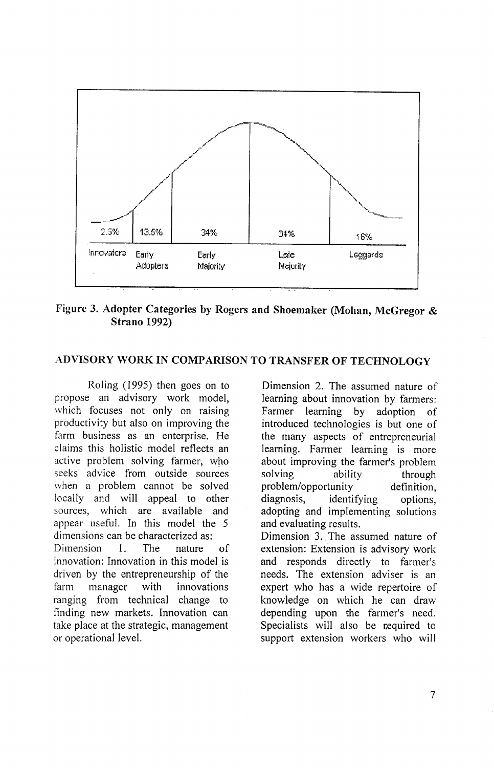| 2.5% | 13.5% | 34% | 34% | 16% |
|---|---|---|---|---|
| Innovators | Early Adopters | Early Majority | Late Majority | Laggards |

**Figure 3. Adopter Categories by Rogers and Shoemaker (Mohan, McGregor & Strano 1992)**

## ADVISORY WORK IN COMPARISON TO TRANSFER OF TECHNOLOGY

Roling (1995) then goes on to propose an advisory work model, which focuses not only on raising productivity but also on improving the farm business as an enterprise. He claims this holistic model reflects an active problem solving farmer, who seeks advice from outside sources when a problem cannot be solved locally and will appeal to other sources, which are available and appear useful. In this model the 5 dimensions can be characterized as:

Dimension 1. The nature of innovation: Innovation in this model is driven by the entrepreneurship of the farm manager with innovations ranging from technical change to finding new markets. Innovation can take place at the strategic, management or operational level.

Dimension 2. The assumed nature of learning about innovation by farmers: Farmer learning by adoption of introduced technologies is but one of the many aspects of entrepreneurial learning. Farmer learning is more about improving the farmer's problem solving ability through problem/opportunity definition, diagnosis, identifying options, adopting and implementing solutions and evaluating results.

Dimension 3. The assumed nature of extension: Extension is advisory work and responds directly to farmer's needs. The extension adviser is an expert who has a wide repertoire of knowledge on which he can draw depending upon the farmer's need. Specialists will also be required to support extension workers who will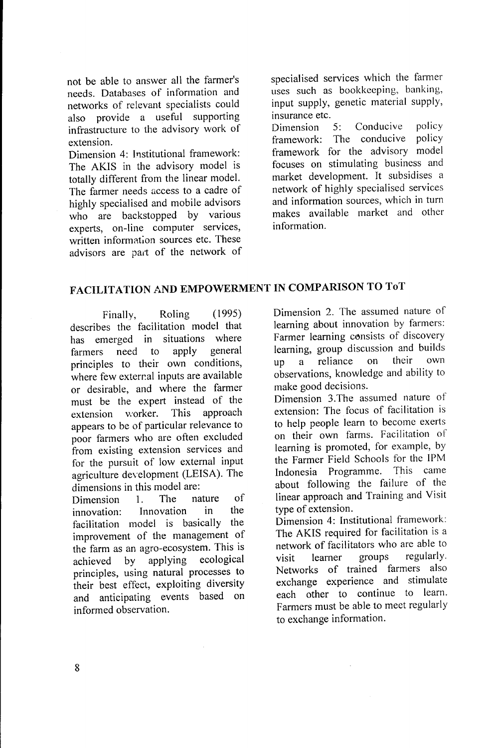not be able to answer all the farmer's needs. Databases of information and networks of relevant specialists could also provide a useful supporting infrastructure to the advisory work of extension.

Dimension 4: Institutional framework: The AKIS in the advisory model is totally different from the linear model. The farmer needs access to a cadre of highly specialised and mobile advisors who are backstopped by various experts, on-line computer services, written information sources etc. These advisors are part of the network of specialised services which the farmer uses such as bookkeeping, banking, input supply, genetic material supply, insurance etc.

Dimension 5: Conducive policy framework: The conducive policy framework for the advisory model focuses on stimulating business and market development. It subsidises a network of highly specialised services and information sources, which in turn makes available market and other information.

## FACILITATION AND EMPOWERMENT IN COMPARISON TO ToT

Finally, Roling (1995) describes the facilitation model that has emerged in situations where farmers need to apply general principles to their own conditions, where few external inputs are available or desirable, and where the farmer must be the expert instead of the extension worker. This approach appears to be of particular relevance to poor farmers who are often excluded from existing extension services and for the pursuit of low external input agriculture development (LEISA). The dimensions in this model are:

Dimension 1. The nature of innovation: Innovation in the facilitation model is basically the improvement of the management of the farm as an agro-ecosystem. This is achieved by applying ecological principles, using natural processes to their best effect, exploiting diversity and anticipating events based on informed observation.

Dimension 2. The assumed nature of learning about innovation by farmers: Farmer learning consists of discovery learning, group discussion and builds up a reliance on their own observations, knowledge and ability to make good decisions.

Dimension 3.The assumed nature of extension: The focus of facilitation is to help people learn to become exerts on their own farms. Facilitation of learning is promoted, for example, by the Farmer Field Schools for the IPM Indonesia Programme. This came about following the failure of the linear approach and Training and Visit type of extension.

Dimension 4: Institutional framework: The AKIS required for facilitation is a network of facilitators who are able to visit learner groups regularly. Networks of trained farmers also exchange experience and stimulate each other to continue to learn. Farmers must be able to meet regularly to exchange information.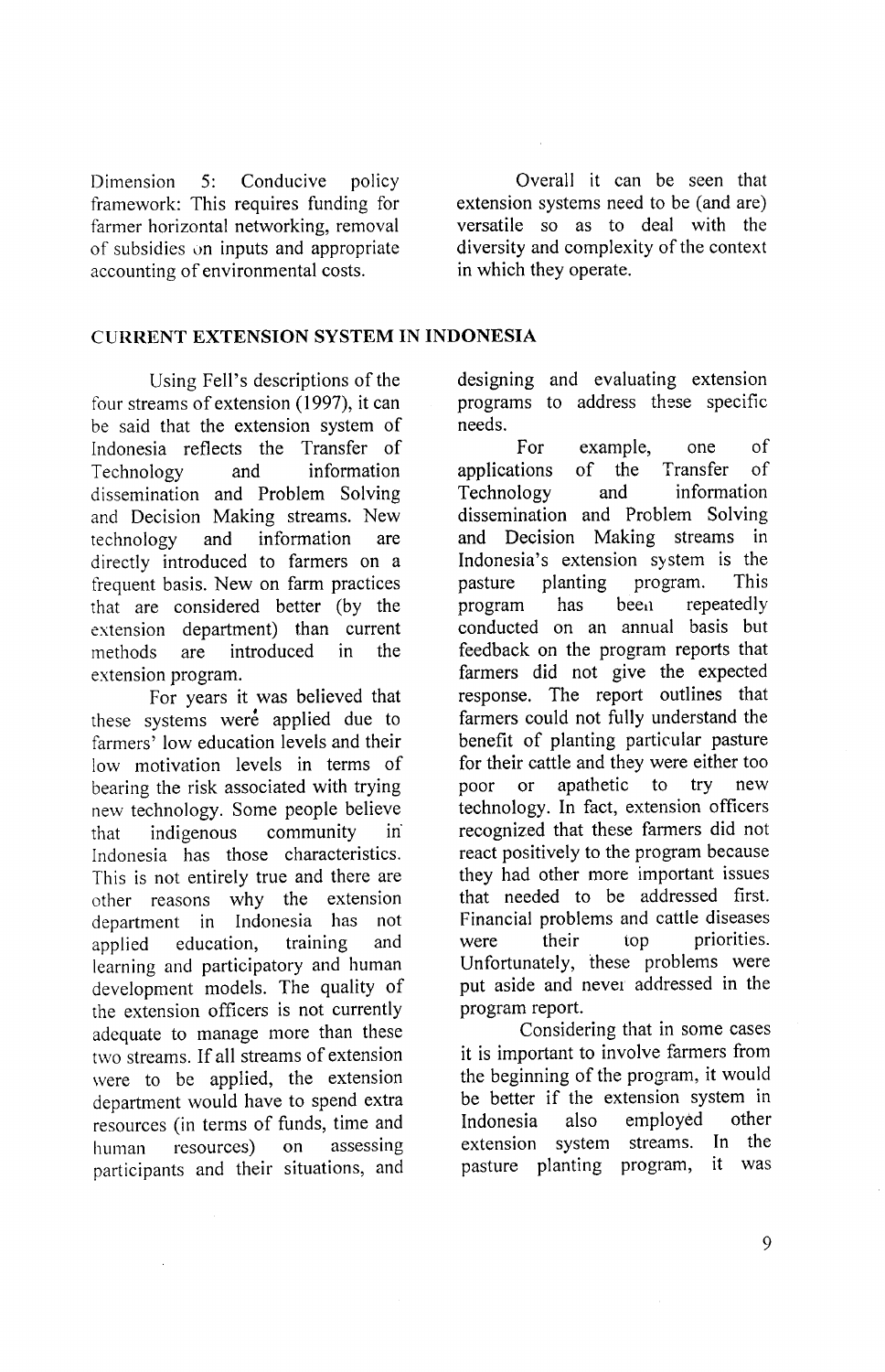Dimension 5: Conducive policy framework: This requires funding for farmer horizontal networking, removal of subsidies on inputs and appropriate accounting of environmental costs.

Overall it can be seen that extension systems need to be (and are) versatile so as to deal with the diversity and complexity of the context in which they operate.

## CURRENT EXTENSION SYSTEM IN INDONESIA

Using Fell's descriptions of the four streams of extension (1997), it can be said that the extension system of Indonesia reflects the Transfer of Technology and information dissemination and Problem Solving and Decision Making streams. New technology and information are directly introduced to farmers on a frequent basis. New on farm practices that are considered better (by the extension department) than current methods are introduced in the extension program.

For years it was believed that these systems were applied due to farmers' low education levels and their low motivation levels in terms of bearing the risk associated with trying new technology. Some people believe that indigenous community in Indonesia has those characteristics. This is not entirely true and there are other reasons why the extension department in Indonesia has not applied education, training and learning and participatory and human development models. The quality of the extension officers is not currently adequate to manage more than these two streams. If all streams of extension were to be applied, the extension department would have to spend extra resources (in terms of funds, time and human resources) on assessing participants and their situations, and designing and evaluating extension programs to address these specific needs.

For example, one of applications of the Transfer of Technology and information dissemination and Problem Solving and Decision Making streams in Indonesia's extension system is the pasture planting program. This program has been repeatedly conducted on an annual basis but feedback on the program reports that farmers did not give the expected response. The report outlines that farmers could not fully understand the benefit of planting particular pasture for their cattle and they were either too poor or apathetic to try new technology. In fact, extension officers recognized that these farmers did not react positively to the program because they had other more important issues that needed to be addressed first. Financial problems and cattle diseases were their top priorities. Unfortunately, these problems were put aside and never addressed in the program report.

Considering that in some cases it is important to involve farmers from the beginning of the program, it would be better if the extension system in Indonesia also employed other extension system streams. In the pasture planting program, it was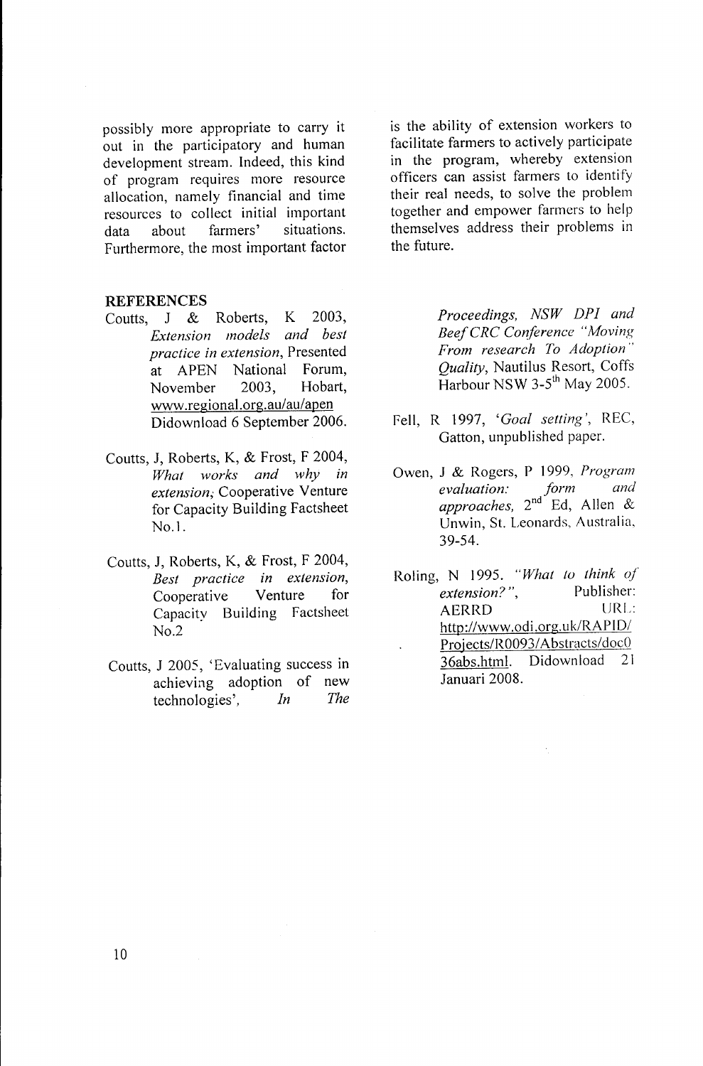possibly more appropriate to carry it out in the participatory and human development stream. Indeed, this kind of program requires more resource allocation, namely financial and time resources to collect initial important data about farmers' situations. Furthermore, the most important factor is the ability of extension workers to facilitate farmers to actively participate in the program, whereby extension officers can assist farmers to identify their real needs, to solve the problem together and empower farmers to help themselves address their problems in the future.

## REFERENCES

Coutts, J & Roberts, K 2003, *Extension models and best practice in extension*, Presented at APEN National Forum, November 2003, Hobart, www.regional.org.au/au/apen Didownload 6 September 2006.

Coutts, J, Roberts, K, & Frost, F 2004, *What works and why in extension*, Cooperative Venture for Capacity Building Factsheet No.1.

Coutts, J, Roberts, K, & Frost, F 2004, *Best practice in extension*, Cooperative Venture for Capacity Building Factsheet No.2

Coutts, J 2005, 'Evaluating success in achieving adoption of new technologies', *In The Proceedings, NSW DPI and Beef CRC Conference "Moving From research To Adoption" Quality*, Nautilus Resort, Coffs Harbour NSW 3-5th May 2005.

Fell, R 1997, *'Goal setting'*, REC, Gatton, unpublished paper.

Owen, J & Rogers, P 1999, *Program evaluation: form and approaches*, 2nd Ed, Allen & Unwin, St. Leonards, Australia, 39-54.

Roling, N 1995. *"What to think of extension?"*, Publisher: AERRD URL: http://www.odi.org.uk/RAPID/Projects/R0093/Abstracts/doc036abs.html. Didownload 21 Januari 2008.